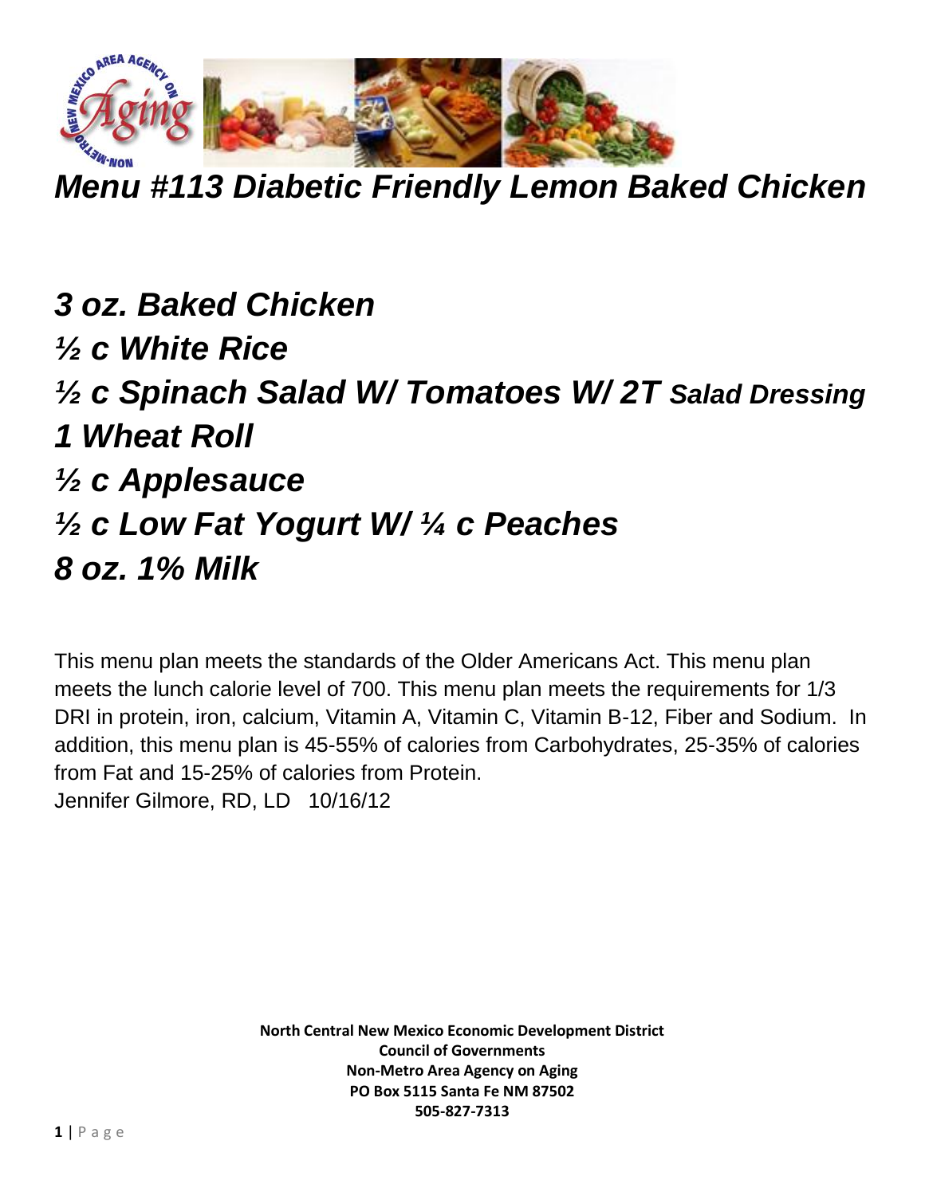# *Menu #113 Diabetic Friendly Lemon Baked Chicken*

***3 oz. Baked Chicken***
***½ c White Rice***
***½ c Spinach Salad W/ Tomatoes W/ 2T Salad Dressing***
***1 Wheat Roll***
***½ c Applesauce***
***½ c Low Fat Yogurt W/ ¼ c Peaches***
***8 oz. 1% Milk***

This menu plan meets the standards of the Older Americans Act. This menu plan meets the lunch calorie level of 700. This menu plan meets the requirements for 1/3 DRI in protein, iron, calcium, Vitamin A, Vitamin C, Vitamin B-12, Fiber and Sodium. In addition, this menu plan is 45-55% of calories from Carbohydrates, 25-35% of calories from Fat and 15-25% of calories from Protein.
Jennifer Gilmore, RD, LD 10/16/12

**North Central New Mexico Economic Development District**
**Council of Governments**
**Non-Metro Area Agency on Aging**
**PO Box 5115 Santa Fe NM 87502**
**505-827-7313**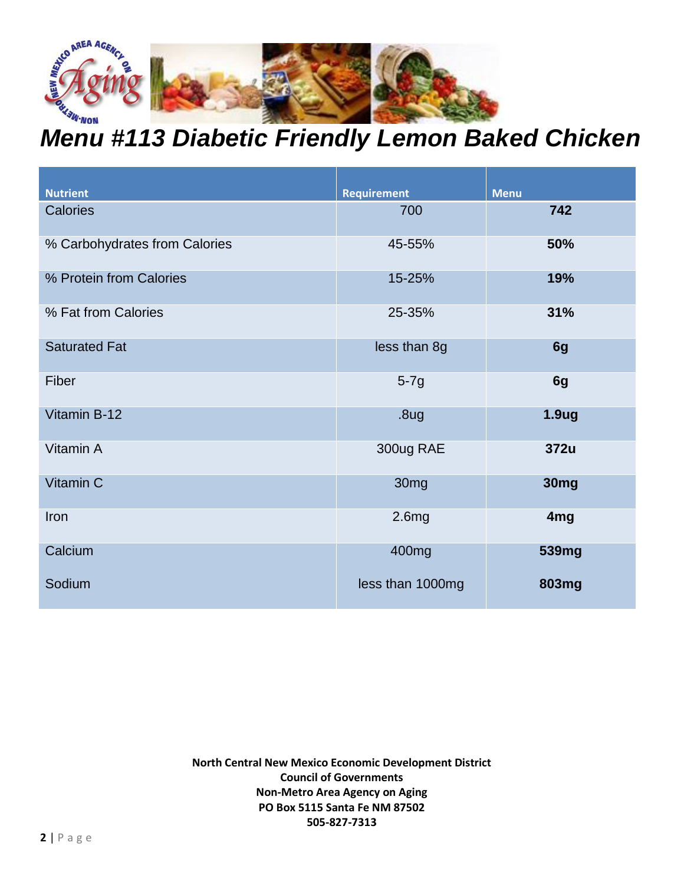# Menu #113 Diabetic Friendly Lemon Baked Chicken

| Nutrient | Requirement | Menu |
|---|---|---|
| Calories | 700 | **742** |
| % Carbohydrates from Calories | 45-55% | **50%** |
| % Protein from Calories | 15-25% | **19%** |
| % Fat from Calories | 25-35% | **31%** |
| Saturated Fat | less than 8g | **6g** |
| Fiber | 5-7g | **6g** |
| Vitamin B-12 | .8ug | **1.9ug** |
| Vitamin A | 300ug RAE | **372u** |
| Vitamin C | 30mg | **30mg** |
| Iron | 2.6mg | **4mg** |
| Calcium | 400mg | **539mg** |
| Sodium | less than 1000mg | **803mg** |

**North Central New Mexico Economic Development District**
**Council of Governments**
**Non-Metro Area Agency on Aging**
**PO Box 5115 Santa Fe NM 87502**
**505-827-7313**